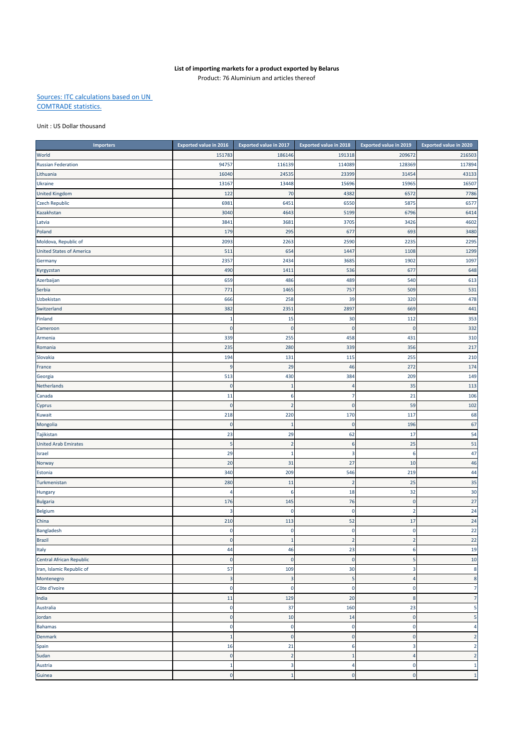**List of importing markets for a product exported by Belarus**

Product: 76 Aluminium and articles thereof

[Sources: ITC calculations based on UN COMTRADE statistics.]

Unit : US Dollar thousand

| Importers | Exported value in 2016 | Exported value in 2017 | Exported value in 2018 | Exported value in 2019 | Exported value in 2020 |
|---|---|---|---|---|---|
| World | 151783 | 186146 | 191318 | 209672 | 216503 |
| Russian Federation | 94757 | 116139 | 114089 | 128369 | 117894 |
| Lithuania | 16040 | 24535 | 23399 | 31454 | 43133 |
| Ukraine | 13167 | 13448 | 15696 | 15965 | 16507 |
| United Kingdom | 122 | 70 | 4382 | 6572 | 7786 |
| Czech Republic | 6981 | 6451 | 6550 | 5875 | 6577 |
| Kazakhstan | 3040 | 4643 | 5199 | 6796 | 6414 |
| Latvia | 3841 | 3681 | 3705 | 3426 | 4602 |
| Poland | 179 | 295 | 677 | 693 | 3480 |
| Moldova, Republic of | 2093 | 2263 | 2590 | 2235 | 2295 |
| United States of America | 511 | 654 | 1447 | 1108 | 1299 |
| Germany | 2357 | 2434 | 3685 | 1902 | 1097 |
| Kyrgyzstan | 490 | 1411 | 536 | 677 | 648 |
| Azerbaijan | 659 | 486 | 489 | 540 | 613 |
| Serbia | 771 | 1465 | 757 | 509 | 531 |
| Uzbekistan | 666 | 258 | 39 | 320 | 478 |
| Switzerland | 382 | 2351 | 2897 | 669 | 441 |
| Finland | 1 | 15 | 30 | 112 | 353 |
| Cameroon | 0 | 0 | 0 | 0 | 332 |
| Armenia | 339 | 255 | 458 | 431 | 310 |
| Romania | 235 | 280 | 339 | 356 | 217 |
| Slovakia | 194 | 131 | 115 | 255 | 210 |
| France | 9 | 29 | 46 | 272 | 174 |
| Georgia | 513 | 430 | 384 | 209 | 149 |
| Netherlands | 0 | 1 | 4 | 35 | 113 |
| Canada | 11 | 6 | 7 | 21 | 106 |
| Cyprus | 0 | 2 | 0 | 59 | 102 |
| Kuwait | 218 | 220 | 170 | 117 | 68 |
| Mongolia | 0 | 1 | 0 | 196 | 67 |
| Tajikistan | 23 | 29 | 62 | 17 | 54 |
| United Arab Emirates | 5 | 2 | 6 | 25 | 51 |
| Israel | 29 | 1 | 3 | 6 | 47 |
| Norway | 20 | 31 | 27 | 10 | 46 |
| Estonia | 340 | 209 | 546 | 219 | 44 |
| Turkmenistan | 280 | 11 | 2 | 25 | 35 |
| Hungary | 4 | 6 | 18 | 32 | 30 |
| Bulgaria | 176 | 145 | 76 | 0 | 27 |
| Belgium | 3 | 0 | 0 | 2 | 24 |
| China | 210 | 113 | 52 | 17 | 24 |
| Bangladesh | 0 | 0 | 0 | 0 | 22 |
| Brazil | 0 | 1 | 2 | 2 | 22 |
| Italy | 44 | 46 | 23 | 6 | 19 |
| Central African Republic | 0 | 0 | 0 | 5 | 10 |
| Iran, Islamic Republic of | 57 | 109 | 30 | 3 | 8 |
| Montenegro | 3 | 3 | 5 | 4 | 8 |
| Côte d'Ivoire | 0 | 0 | 0 | 0 | 7 |
| India | 11 | 129 | 20 | 8 | 7 |
| Australia | 0 | 37 | 160 | 23 | 5 |
| Jordan | 0 | 10 | 14 | 0 | 5 |
| Bahamas | 0 | 0 | 0 | 0 | 4 |
| Denmark | 1 | 0 | 0 | 0 | 2 |
| Spain | 16 | 21 | 6 | 3 | 2 |
| Sudan | 0 | 2 | 1 | 4 | 2 |
| Austria | 1 | 3 | 4 | 0 | 1 |
| Guinea | 0 | 1 | 0 | 0 | 1 |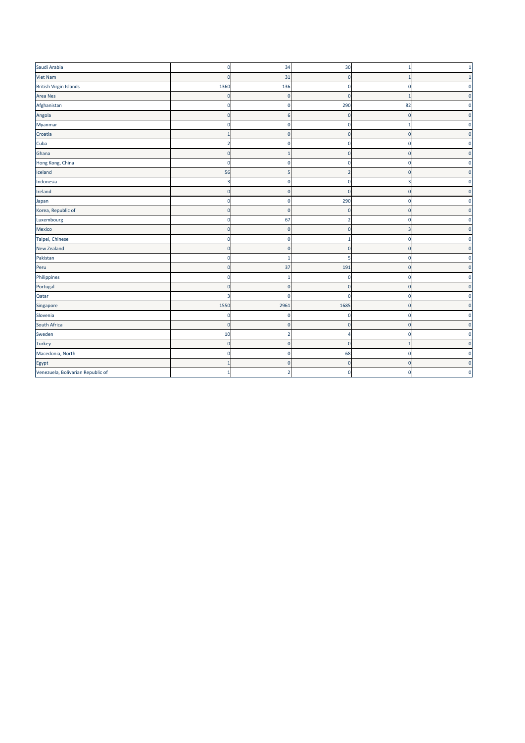| | | | | | |
|---|---|---|---|---|---|
| Saudi Arabia | 0 | 34 | 30 | 1 | 1 |
| Viet Nam | 0 | 31 | 0 | 1 | 1 |
| British Virgin Islands | 1360 | 136 | 0 | 0 | 0 |
| Area Nes | 0 | 0 | 0 | 1 | 0 |
| Afghanistan | 0 | 0 | 290 | 82 | 0 |
| Angola | 0 | 6 | 0 | 0 | 0 |
| Myanmar | 0 | 0 | 0 | 1 | 0 |
| Croatia | 1 | 0 | 0 | 0 | 0 |
| Cuba | 2 | 0 | 0 | 0 | 0 |
| Ghana | 0 | 1 | 0 | 0 | 0 |
| Hong Kong, China | 0 | 0 | 0 | 0 | 0 |
| Iceland | 56 | 5 | 2 | 0 | 0 |
| Indonesia | 3 | 0 | 0 | 3 | 0 |
| Ireland | 0 | 0 | 0 | 0 | 0 |
| Japan | 0 | 0 | 290 | 0 | 0 |
| Korea, Republic of | 0 | 0 | 0 | 0 | 0 |
| Luxembourg | 0 | 67 | 2 | 0 | 0 |
| Mexico | 0 | 0 | 0 | 3 | 0 |
| Taipei, Chinese | 0 | 0 | 1 | 0 | 0 |
| New Zealand | 0 | 0 | 0 | 0 | 0 |
| Pakistan | 0 | 1 | 5 | 0 | 0 |
| Peru | 0 | 37 | 191 | 0 | 0 |
| Philippines | 0 | 1 | 0 | 0 | 0 |
| Portugal | 0 | 0 | 0 | 0 | 0 |
| Qatar | 3 | 0 | 0 | 0 | 0 |
| Singapore | 1550 | 2961 | 1685 | 0 | 0 |
| Slovenia | 0 | 0 | 0 | 0 | 0 |
| South Africa | 0 | 0 | 0 | 0 | 0 |
| Sweden | 10 | 2 | 4 | 0 | 0 |
| Turkey | 0 | 0 | 0 | 1 | 0 |
| Macedonia, North | 0 | 0 | 68 | 0 | 0 |
| Egypt | 1 | 0 | 0 | 0 | 0 |
| Venezuela, Bolivarian Republic of | 1 | 2 | 0 | 0 | 0 |